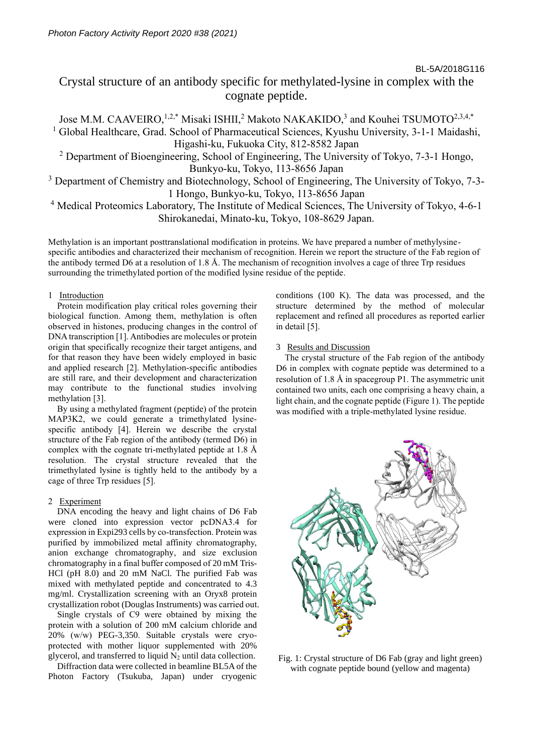BL-5A/2018G116

# Crystal structure of an antibody specific for methylated-lysine in complex with the cognate peptide.

Jose M.M. CAAVEIRO,[1,2,*] Misaki ISHII,[2] Makoto NAKAKIDO,[3] and Kouhei TSUMOTO[2,3,4,*]

[1] Global Healthcare, Grad. School of Pharmaceutical Sciences, Kyushu University, 3-1-1 Maidashi, Higashi-ku, Fukuoka City, 812-8582 Japan

[2] Department of Bioengineering, School of Engineering, The University of Tokyo, 7-3-1 Hongo, Bunkyo-ku, Tokyo, 113-8656 Japan

[3] Department of Chemistry and Biotechnology, School of Engineering, The University of Tokyo, 7-3-1 Hongo, Bunkyo-ku, Tokyo, 113-8656 Japan

[4] Medical Proteomics Laboratory, The Institute of Medical Sciences, The University of Tokyo, 4-6-1 Shirokanedai, Minato-ku, Tokyo, 108-8629 Japan.

Methylation is an important posttranslational modification in proteins. We have prepared a number of methyllysine-specific antibodies and characterized their mechanism of recognition. Herein we report the structure of the Fab region of the antibody termed D6 at a resolution of 1.8 Å. The mechanism of recognition involves a cage of three Trp residues surrounding the trimethylated portion of the modified lysine residue of the peptide.

## 1 Introduction

Protein modification play critical roles governing their biological function. Among them, methylation is often observed in histones, producing changes in the control of DNA transcription [1]. Antibodies are molecules or protein origin that specifically recognize their target antigens, and for that reason they have been widely employed in basic and applied research [2]. Methylation-specific antibodies are still rare, and their development and characterization may contribute to the functional studies involving methylation [3].

By using a methylated fragment (peptide) of the protein MAP3K2, we could generate a trimethylated lysine-specific antibody [4]. Herein we describe the crystal structure of the Fab region of the antibody (termed D6) in complex with the cognate tri-methylated peptide at 1.8 Å resolution. The crystal structure revealed that the trimethylated lysine is tightly held to the antibody by a cage of three Trp residues [5].

## 2 Experiment

DNA encoding the heavy and light chains of D6 Fab were cloned into expression vector pcDNA3.4 for expression in Expi293 cells by co-transfection. Protein was purified by immobilized metal affinity chromatography, anion exchange chromatography, and size exclusion chromatography in a final buffer composed of 20 mM Tris-HCl (pH 8.0) and 20 mM NaCl. The purified Fab was mixed with methylated peptide and concentrated to 4.3 mg/ml. Crystallization screening with an Oryx8 protein crystallization robot (Douglas Instruments) was carried out.

Single crystals of C9 were obtained by mixing the protein with a solution of 200 mM calcium chloride and 20% (w/w) PEG-3,350. Suitable crystals were cryo-protected with mother liquor supplemented with 20% glycerol, and transferred to liquid $N_2$ until data collection.

Diffraction data were collected in beamline BL5A of the Photon Factory (Tsukuba, Japan) under cryogenic conditions (100 K). The data was processed, and the structure determined by the method of molecular replacement and refined all procedures as reported earlier in detail [5].

## 3 Results and Discussion

The crystal structure of the Fab region of the antibody D6 in complex with cognate peptide was determined to a resolution of 1.8 Å in spacegroup P1. The asymmetric unit contained two units, each one comprising a heavy chain, a light chain, and the cognate peptide (Figure 1). The peptide was modified with a triple-methylated lysine residue.

Fig. 1: Crystal structure of D6 Fab (gray and light green) with cognate peptide bound (yellow and magenta)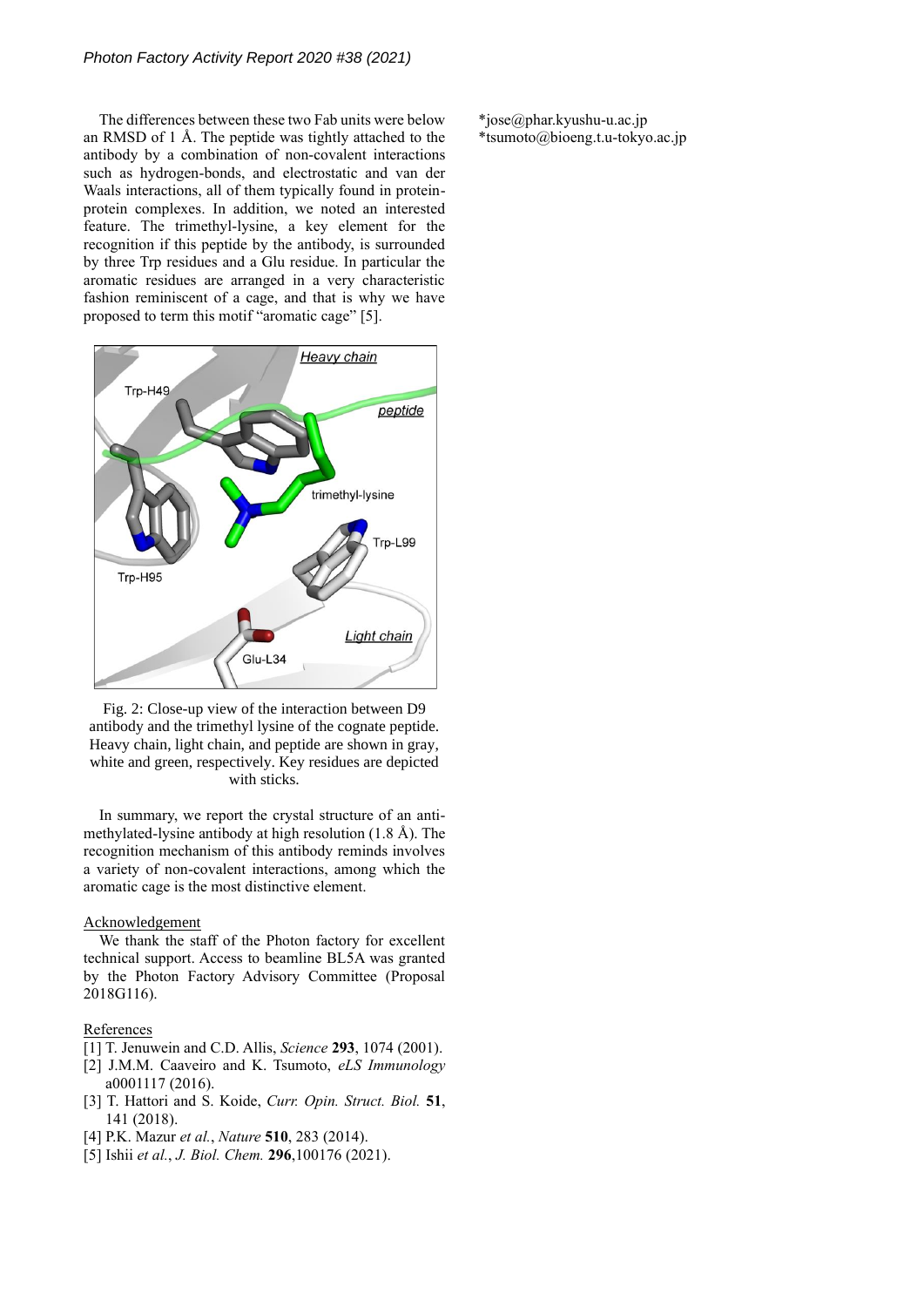The differences between these two Fab units were below an RMSD of 1 Å. The peptide was tightly attached to the antibody by a combination of non-covalent interactions such as hydrogen-bonds, and electrostatic and van der Waals interactions, all of them typically found in protein-protein complexes. In addition, we noted an interested feature. The trimethyl-lysine, a key element for the recognition if this peptide by the antibody, is surrounded by three Trp residues and a Glu residue. In particular the aromatic residues are arranged in a very characteristic fashion reminiscent of a cage, and that is why we have proposed to term this motif "aromatic cage" [5].

Heavy chain

Trp-H49

peptide

trimethyl-lysine

Trp-L99

Trp-H95

Light chain

Glu-L34

Fig. 2: Close-up view of the interaction between D9 antibody and the trimethyl lysine of the cognate peptide. Heavy chain, light chain, and peptide are shown in gray, white and green, respectively. Key residues are depicted with sticks.

In summary, we report the crystal structure of an anti-methylated-lysine antibody at high resolution (1.8 Å). The recognition mechanism of this antibody reminds involves a variety of non-covalent interactions, among which the aromatic cage is the most distinctive element.

## Acknowledgement

We thank the staff of the Photon factory for excellent technical support. Access to beamline BL5A was granted by the Photon Factory Advisory Committee (Proposal 2018G116).

## References

[1] T. Jenuwein and C.D. Allis, *Science* **293**, 1074 (2001).
[2] J.M.M. Caaveiro and K. Tsumoto, *eLS Immunology* a0001117 (2016).
[3] T. Hattori and S. Koide, *Curr. Opin. Struct. Biol.* **51**, 141 (2018).
[4] P.K. Mazur *et al.*, *Nature* **510**, 283 (2014).
[5] Ishii *et al.*, *J. Biol. Chem.* **296**,100176 (2021).

*jose@phar.kyushu-u.ac.jp
*tsumoto@bioeng.t.u-tokyo.ac.jp